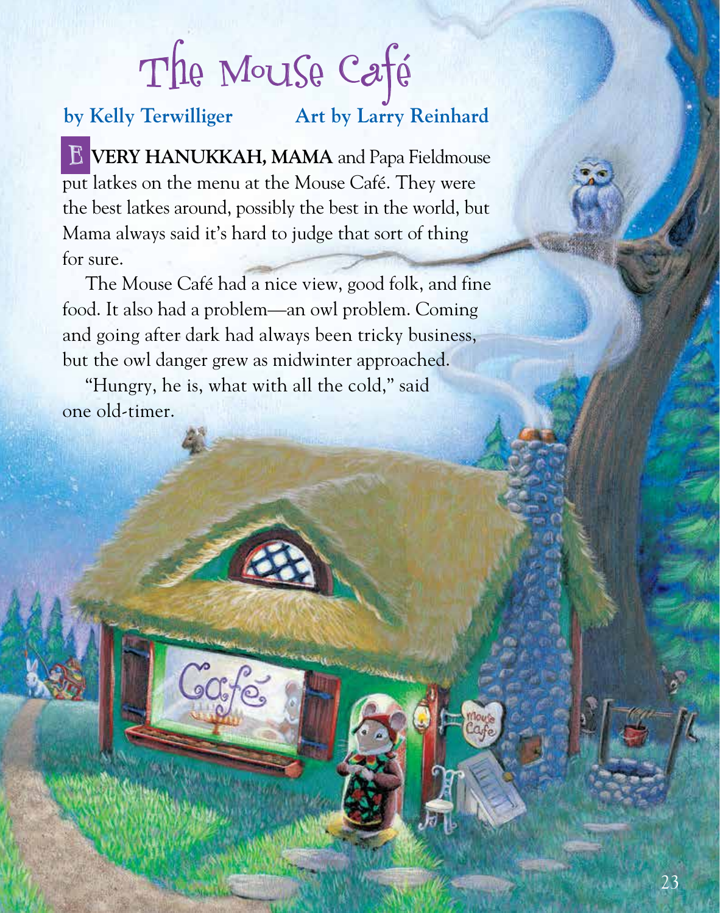# The Mouse Café

**by Kelly Terwilliger** **Art by Larry Reinhard**

**EVERY HANUKKAH, MAMA** and Papa Fieldmouse put latkes on the menu at the Mouse Café. They were the best latkes around, possibly the best in the world, but Mama always said it's hard to judge that sort of thing for sure.

The Mouse Café had a nice view, good folk, and fine food. It also had a problem—an owl problem. Coming and going after dark had always been tricky business, but the owl danger grew as midwinter approached.

"Hungry, he is, what with all the cold," said one old-timer.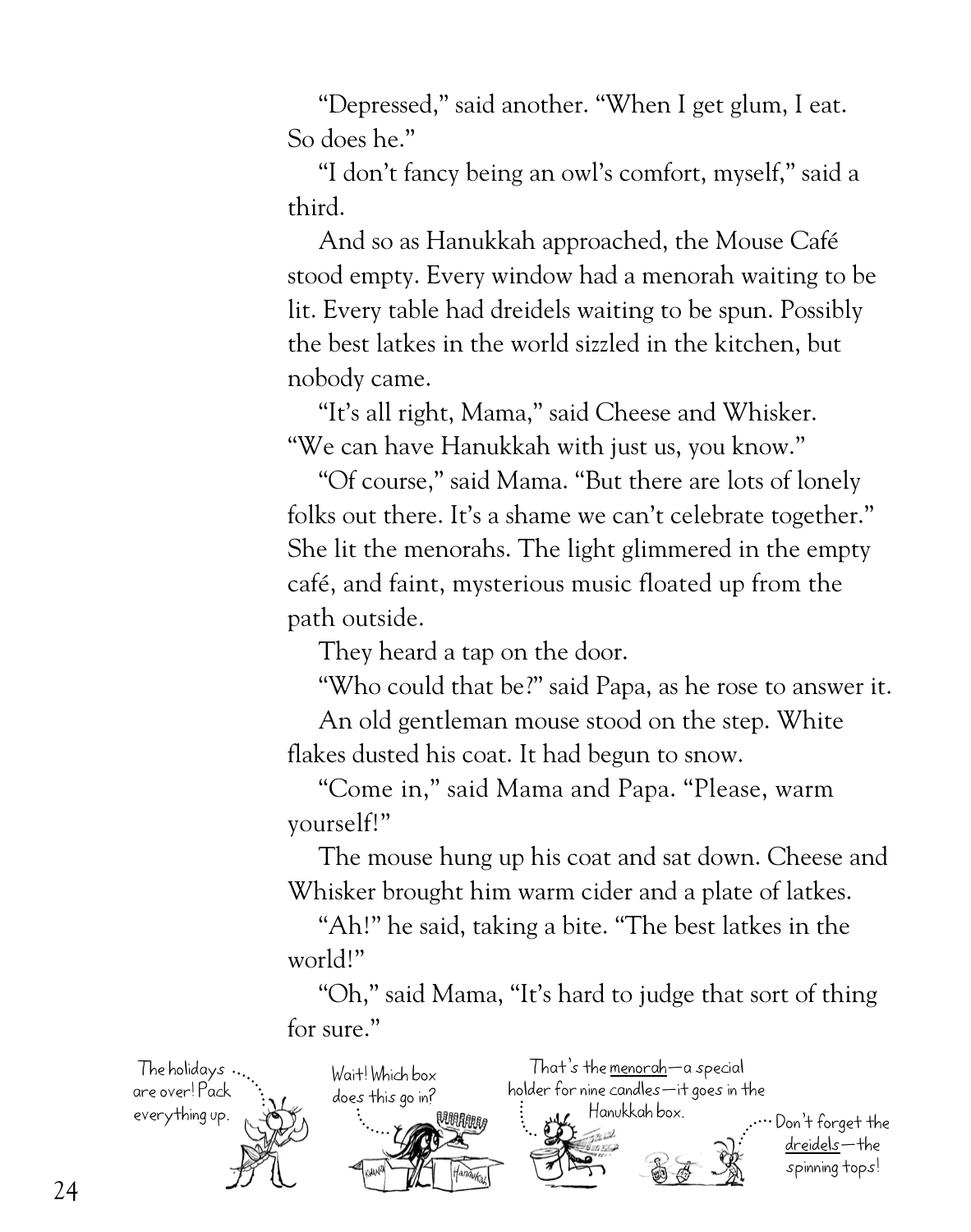"Depressed," said another. "When I get glum, I eat. So does he."

"I don't fancy being an owl's comfort, myself," said a third.

And so as Hanukkah approached, the Mouse Café stood empty. Every window had a menorah waiting to be lit. Every table had dreidels waiting to be spun. Possibly the best latkes in the world sizzled in the kitchen, but nobody came.

"It's all right, Mama," said Cheese and Whisker. "We can have Hanukkah with just us, you know."

"Of course," said Mama. "But there are lots of lonely folks out there. It's a shame we can't celebrate together." She lit the menorahs. The light glimmered in the empty café, and faint, mysterious music floated up from the path outside.

They heard a tap on the door.

"Who could that be?" said Papa, as he rose to answer it.

An old gentleman mouse stood on the step. White flakes dusted his coat. It had begun to snow.

"Come in," said Mama and Papa. "Please, warm yourself!"

The mouse hung up his coat and sat down. Cheese and Whisker brought him warm cider and a plate of latkes.

"Ah!" he said, taking a bite. "The best latkes in the world!"

"Oh," said Mama, "It's hard to judge that sort of thing for sure."

The holidays are over! Pack everything up.

Wait! Which box does this go in?

That's the <u>menorah</u>—a special holder for nine candles—it goes in the Hanukkah box.

Don't forget the <u>dreidels</u>—the spinning tops!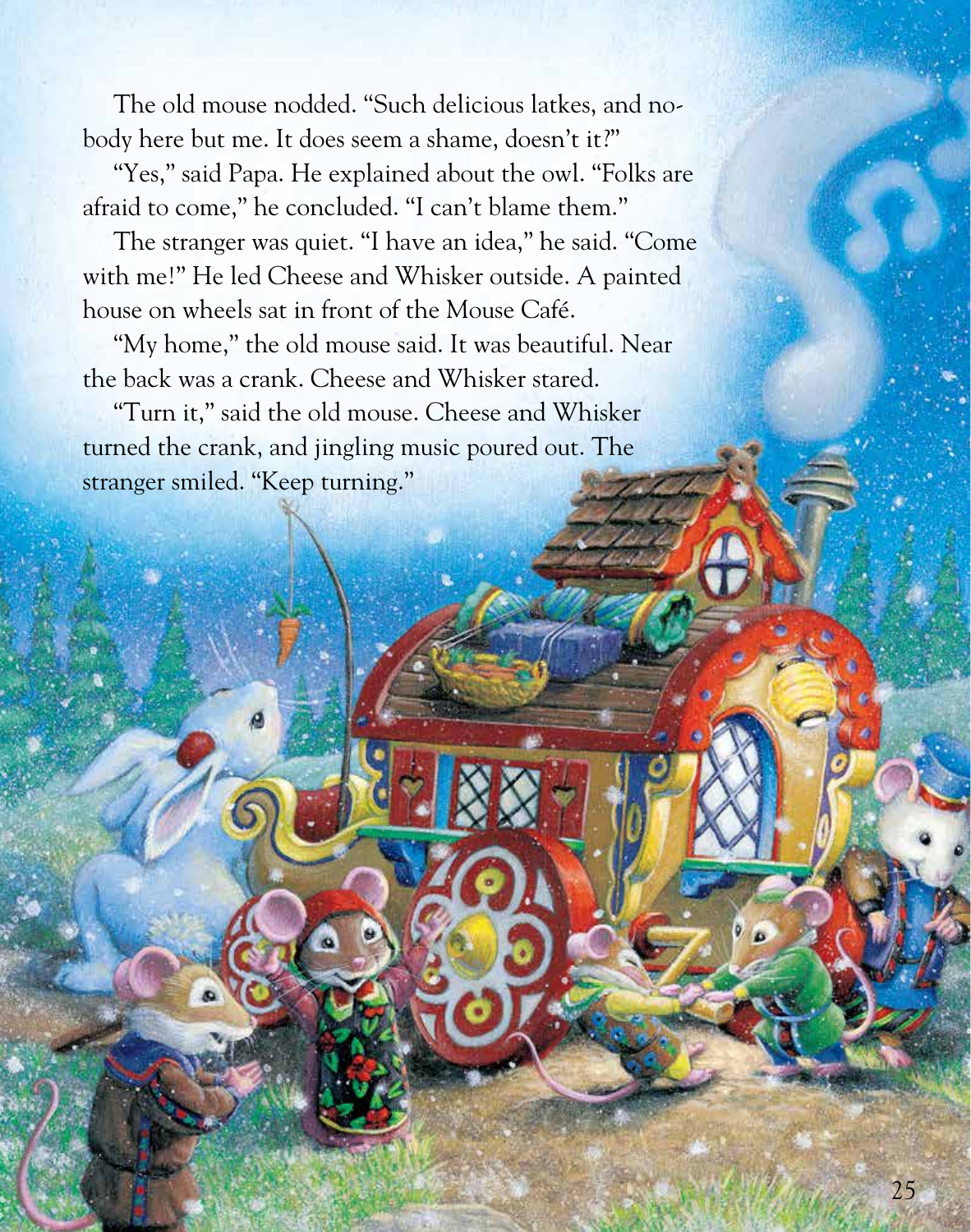The old mouse nodded. "Such delicious latkes, and nobody here but me. It does seem a shame, doesn't it?"

"Yes," said Papa. He explained about the owl. "Folks are afraid to come," he concluded. "I can't blame them."

The stranger was quiet. "I have an idea," he said. "Come with me!" He led Cheese and Whisker outside. A painted house on wheels sat in front of the Mouse Café.

"My home," the old mouse said. It was beautiful. Near the back was a crank. Cheese and Whisker stared.

"Turn it," said the old mouse. Cheese and Whisker turned the crank, and jingling music poured out. The stranger smiled. "Keep turning."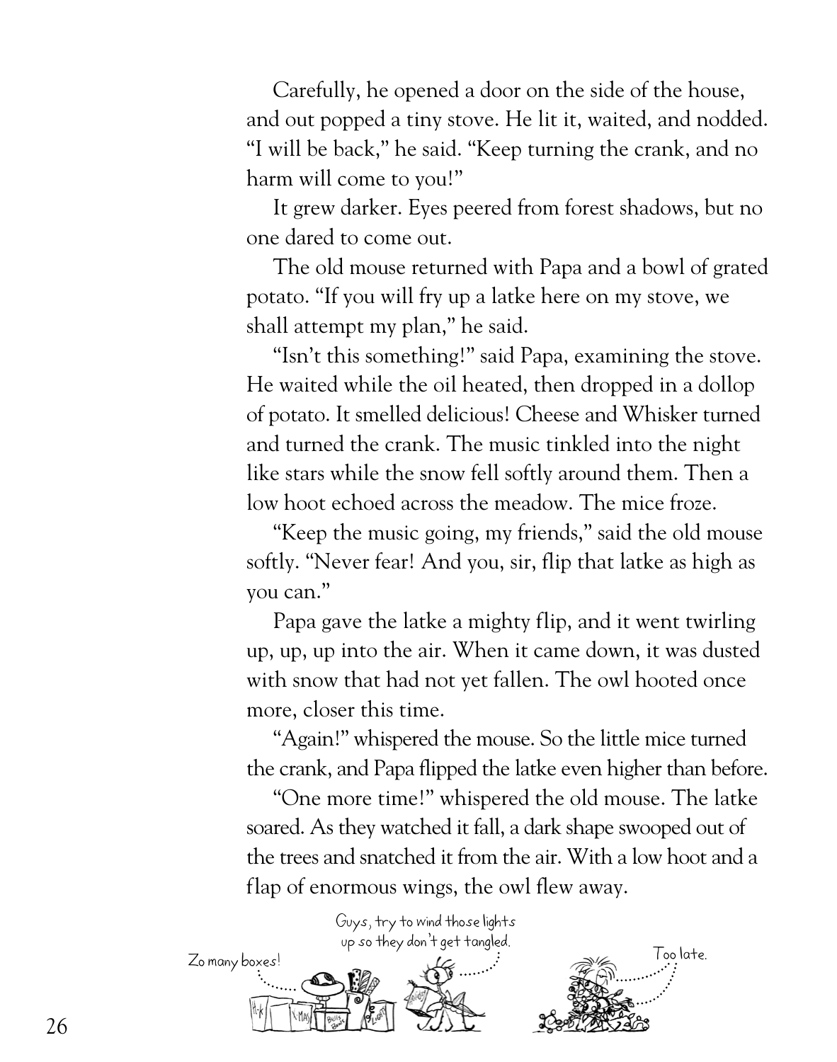Carefully, he opened a door on the side of the house, and out popped a tiny stove. He lit it, waited, and nodded. "I will be back," he said. "Keep turning the crank, and no harm will come to you!"

It grew darker. Eyes peered from forest shadows, but no one dared to come out.

The old mouse returned with Papa and a bowl of grated potato. "If you will fry up a latke here on my stove, we shall attempt my plan," he said.

"Isn't this something!" said Papa, examining the stove. He waited while the oil heated, then dropped in a dollop of potato. It smelled delicious! Cheese and Whisker turned and turned the crank. The music tinkled into the night like stars while the snow fell softly around them. Then a low hoot echoed across the meadow. The mice froze.

"Keep the music going, my friends," said the old mouse softly. "Never fear! And you, sir, flip that latke as high as you can."

Papa gave the latke a mighty flip, and it went twirling up, up, up into the air. When it came down, it was dusted with snow that had not yet fallen. The owl hooted once more, closer this time.

"Again!" whispered the mouse. So the little mice turned the crank, and Papa flipped the latke even higher than before.

"One more time!" whispered the old mouse. The latke soared. As they watched it fall, a dark shape swooped out of the trees and snatched it from the air. With a low hoot and a flap of enormous wings, the owl flew away.

Zo many boxes!

Guys, try to wind those lights up so they don't get tangled.

Too late.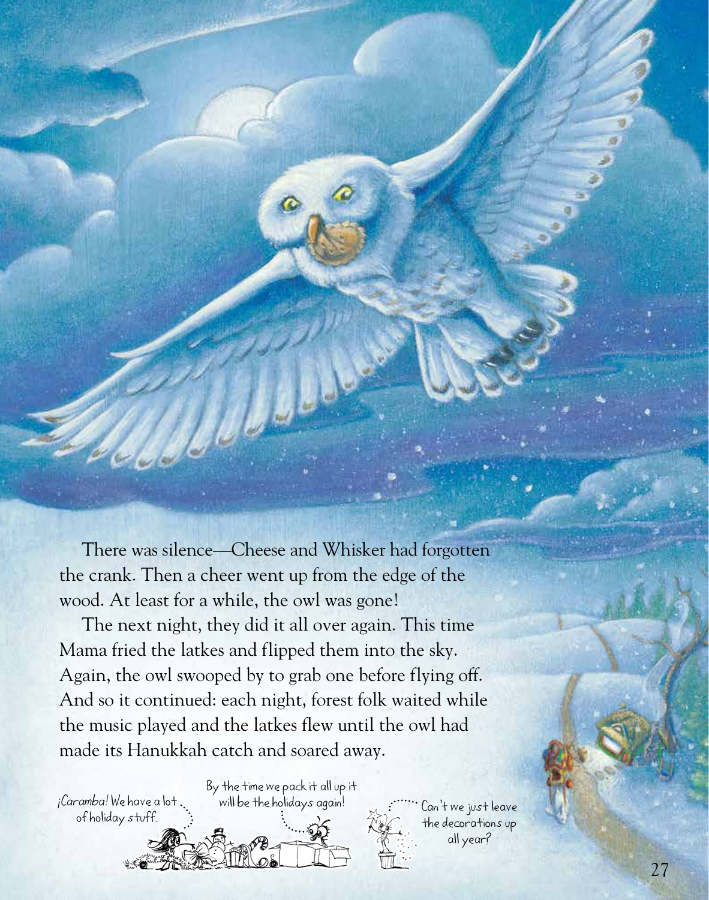There was silence—Cheese and Whisker had forgotten the crank. Then a cheer went up from the edge of the wood. At least for a while, the owl was gone!

The next night, they did it all over again. This time Mama fried the latkes and flipped them into the sky. Again, the owl swooped by to grab one before flying off. And so it continued: each night, forest folk waited while the music played and the latkes flew until the owl had made its Hanukkah catch and soared away.

¡Caramba! We have a lot of holiday stuff.

By the time we pack it all up it will be the holidays again!

Can't we just leave the decorations up all year?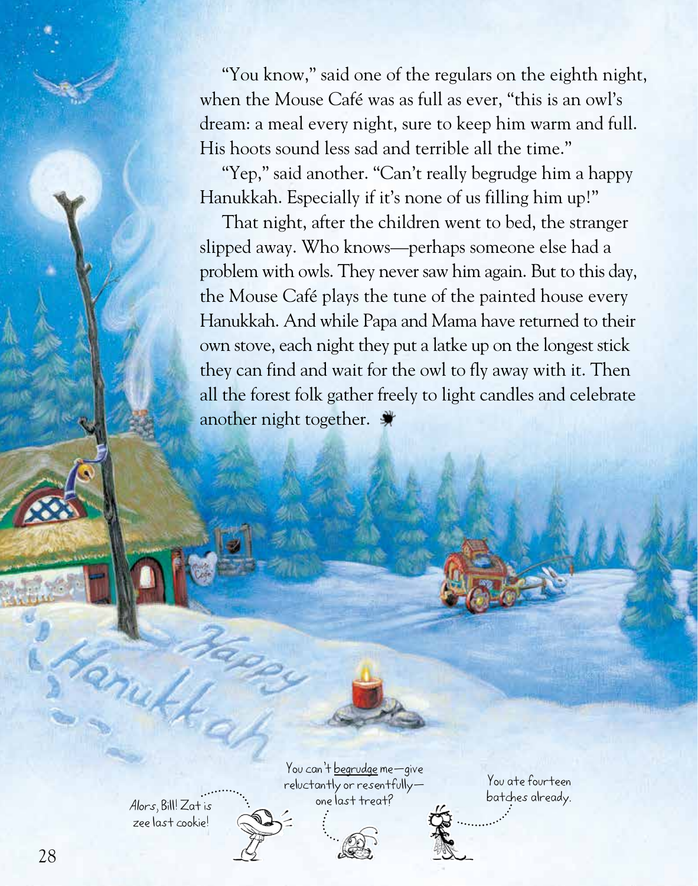"You know," said one of the regulars on the eighth night, when the Mouse Café was as full as ever, "this is an owl's dream: a meal every night, sure to keep him warm and full. His hoots sound less sad and terrible all the time."

"Yep," said another. "Can't really begrudge him a happy Hanukkah. Especially if it's none of us filling him up!"

That night, after the children went to bed, the stranger slipped away. Who knows—perhaps someone else had a problem with owls. They never saw him again. But to this day, the Mouse Café plays the tune of the painted house every Hanukkah. And while Papa and Mama have returned to their own stove, each night they put a latke up on the longest stick they can find and wait for the owl to fly away with it. Then all the forest folk gather freely to light candles and celebrate another night together.

Happy Hanukkah

*Alors*, Bill! Zat is zee last cookie!

You can't begrudge me—give reluctantly or resentfully—one last treat?

You ate fourteen batches already.